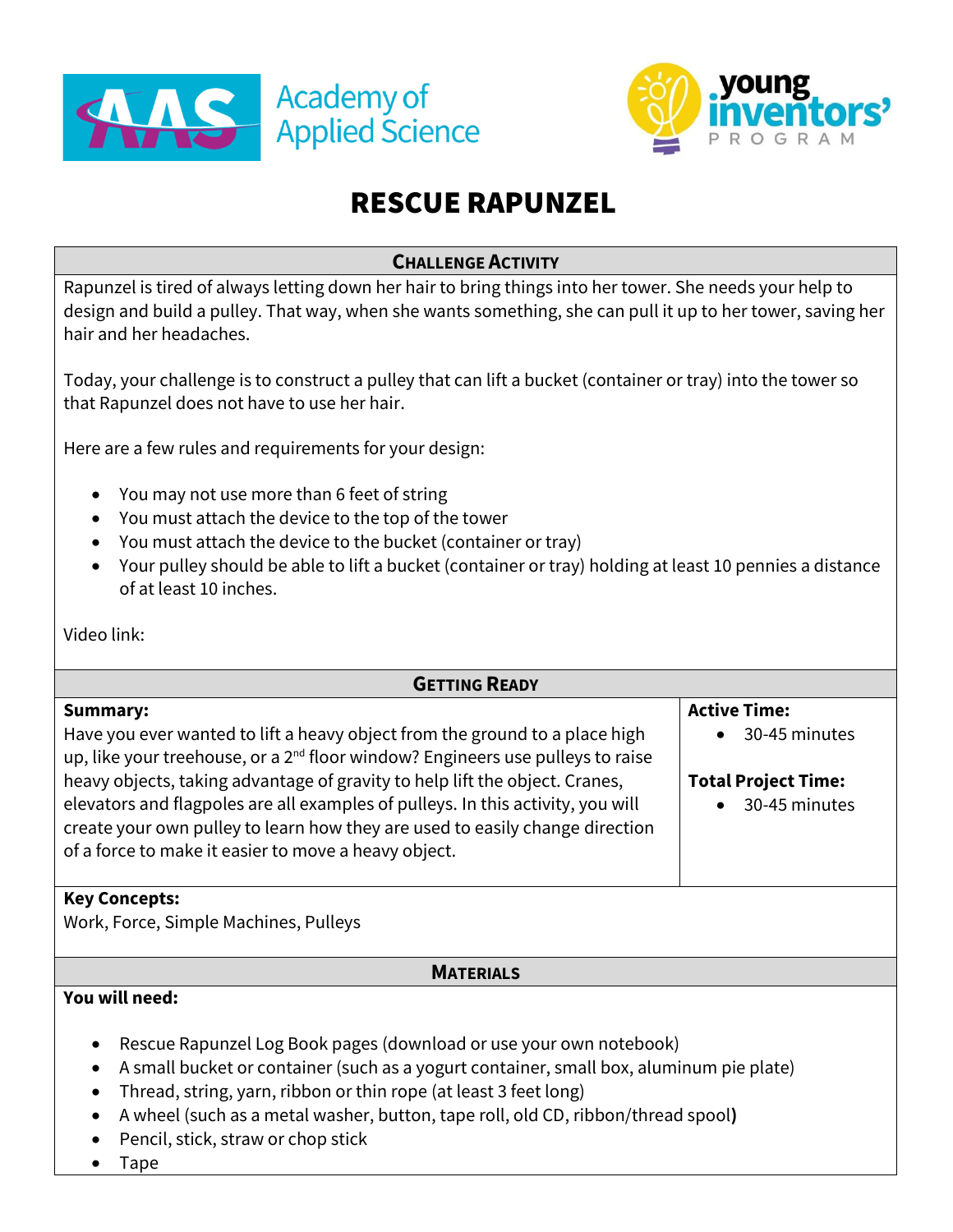Academy of Applied Science

young inventors' PROGRAM

# RESCUE RAPUNZEL

## CHALLENGE ACTIVITY

Rapunzel is tired of always letting down her hair to bring things into her tower. She needs your help to design and build a pulley. That way, when she wants something, she can pull it up to her tower, saving her hair and her headaches.

Today, your challenge is to construct a pulley that can lift a bucket (container or tray) into the tower so that Rapunzel does not have to use her hair.

Here are a few rules and requirements for your design:

- You may not use more than 6 feet of string
- You must attach the device to the top of the tower
- You must attach the device to the bucket (container or tray)
- Your pulley should be able to lift a bucket (container or tray) holding at least 10 pennies a distance of at least 10 inches.

Video link:

## GETTING READY

**Summary:**
Have you ever wanted to lift a heavy object from the ground to a place high up, like your treehouse, or a 2nd floor window? Engineers use pulleys to raise heavy objects, taking advantage of gravity to help lift the object. Cranes, elevators and flagpoles are all examples of pulleys. In this activity, you will create your own pulley to learn how they are used to easily change direction of a force to make it easier to move a heavy object.

**Active Time:**
- 30-45 minutes

**Total Project Time:**
- 30-45 minutes

**Key Concepts:**
Work, Force, Simple Machines, Pulleys

## MATERIALS

**You will need:**

- Rescue Rapunzel Log Book pages (download or use your own notebook)
- A small bucket or container (such as a yogurt container, small box, aluminum pie plate)
- Thread, string, yarn, ribbon or thin rope (at least 3 feet long)
- A wheel (such as a metal washer, button, tape roll, old CD, ribbon/thread spool**)**
- Pencil, stick, straw or chop stick
- Tape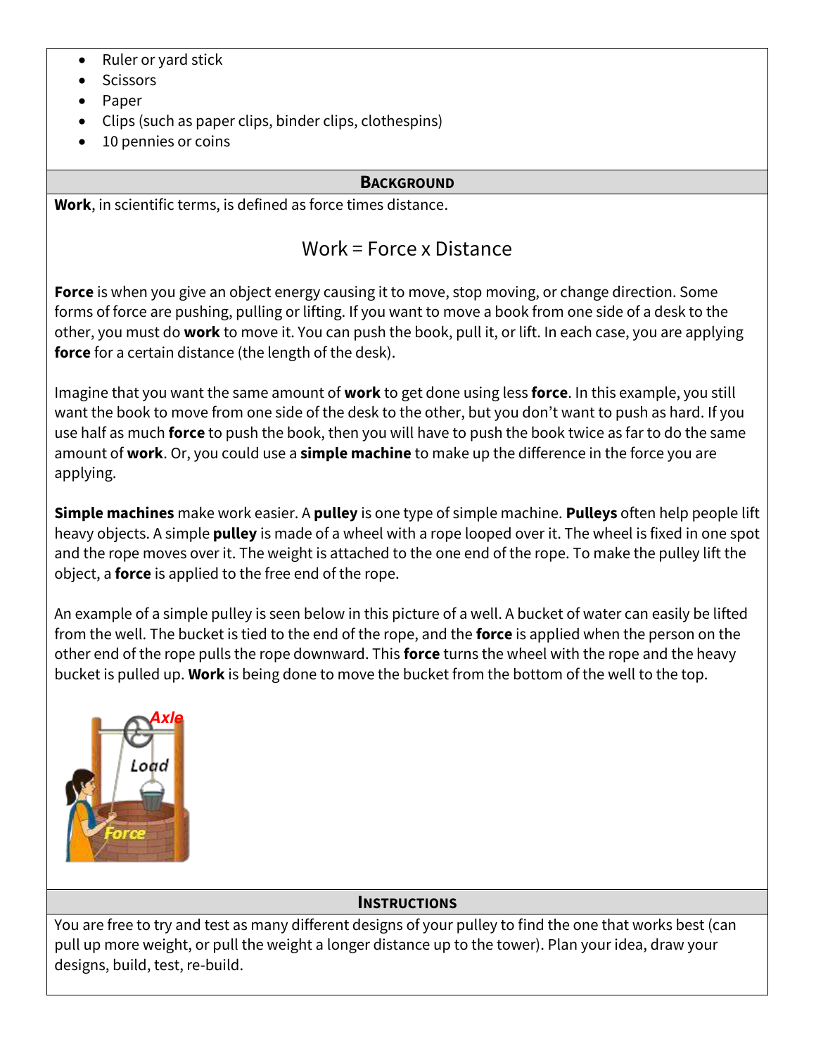- Ruler or yard stick
- Scissors
- Paper
- Clips (such as paper clips, binder clips, clothespins)
- 10 pennies or coins

## Background

**Work**, in scientific terms, is defined as force times distance.

$$\text{Work} = \text{Force} \times \text{Distance}$$

**Force** is when you give an object energy causing it to move, stop moving, or change direction. Some forms of force are pushing, pulling or lifting. If you want to move a book from one side of a desk to the other, you must do **work** to move it. You can push the book, pull it, or lift. In each case, you are applying **force** for a certain distance (the length of the desk).

Imagine that you want the same amount of **work** to get done using less **force**. In this example, you still want the book to move from one side of the desk to the other, but you don't want to push as hard. If you use half as much **force** to push the book, then you will have to push the book twice as far to do the same amount of **work**. Or, you could use a **simple machine** to make up the difference in the force you are applying.

**Simple machines** make work easier. A **pulley** is one type of simple machine. **Pulleys** often help people lift heavy objects. A simple **pulley** is made of a wheel with a rope looped over it. The wheel is fixed in one spot and the rope moves over it. The weight is attached to the one end of the rope. To make the pulley lift the object, a **force** is applied to the free end of the rope.

An example of a simple pulley is seen below in this picture of a well. A bucket of water can easily be lifted from the well. The bucket is tied to the end of the rope, and the **force** is applied when the person on the other end of the rope pulls the rope downward. This **force** turns the wheel with the rope and the heavy bucket is pulled up. **Work** is being done to move the bucket from the bottom of the well to the top.

## Instructions

You are free to try and test as many different designs of your pulley to find the one that works best (can pull up more weight, or pull the weight a longer distance up to the tower). Plan your idea, draw your designs, build, test, re-build.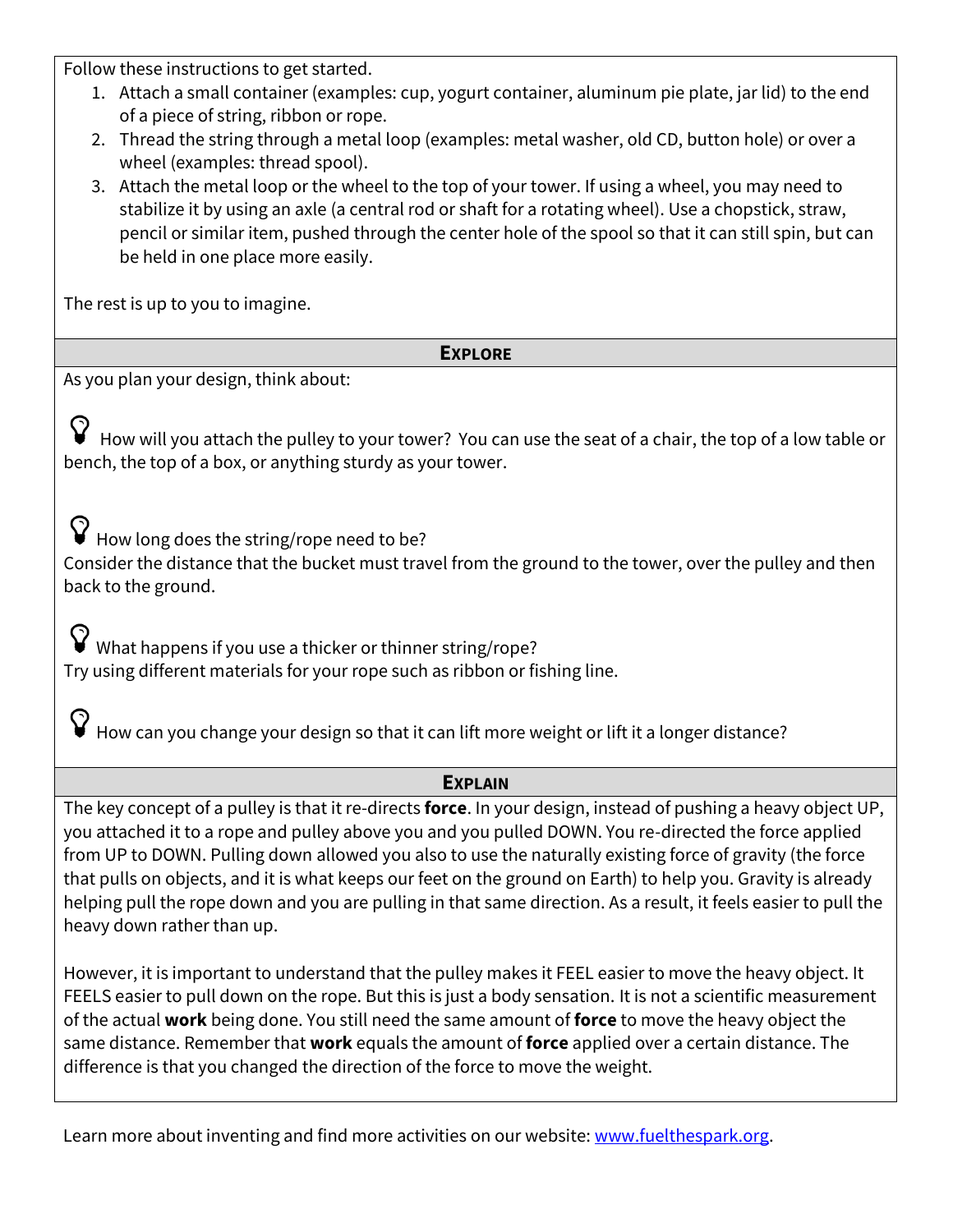Follow these instructions to get started.

1. Attach a small container (examples: cup, yogurt container, aluminum pie plate, jar lid) to the end of a piece of string, ribbon or rope.
2. Thread the string through a metal loop (examples: metal washer, old CD, button hole) or over a wheel (examples: thread spool).
3. Attach the metal loop or the wheel to the top of your tower. If using a wheel, you may need to stabilize it by using an axle (a central rod or shaft for a rotating wheel). Use a chopstick, straw, pencil or similar item, pushed through the center hole of the spool so that it can still spin, but can be held in one place more easily.

The rest is up to you to imagine.

## EXPLORE

As you plan your design, think about:

How will you attach the pulley to your tower? You can use the seat of a chair, the top of a low table or bench, the top of a box, or anything sturdy as your tower.

How long does the string/rope need to be?
Consider the distance that the bucket must travel from the ground to the tower, over the pulley and then back to the ground.

What happens if you use a thicker or thinner string/rope?
Try using different materials for your rope such as ribbon or fishing line.

How can you change your design so that it can lift more weight or lift it a longer distance?

## EXPLAIN

The key concept of a pulley is that it re-directs **force**. In your design, instead of pushing a heavy object UP, you attached it to a rope and pulley above you and you pulled DOWN. You re-directed the force applied from UP to DOWN. Pulling down allowed you also to use the naturally existing force of gravity (the force that pulls on objects, and it is what keeps our feet on the ground on Earth) to help you. Gravity is already helping pull the rope down and you are pulling in that same direction. As a result, it feels easier to pull the heavy down rather than up.

However, it is important to understand that the pulley makes it FEEL easier to move the heavy object. It FEELS easier to pull down on the rope. But this is just a body sensation. It is not a scientific measurement of the actual **work** being done. You still need the same amount of **force** to move the heavy object the same distance. Remember that **work** equals the amount of **force** applied over a certain distance. The difference is that you changed the direction of the force to move the weight.

Learn more about inventing and find more activities on our website: [www.fuelthespark.org](http://www.fuelthespark.org).